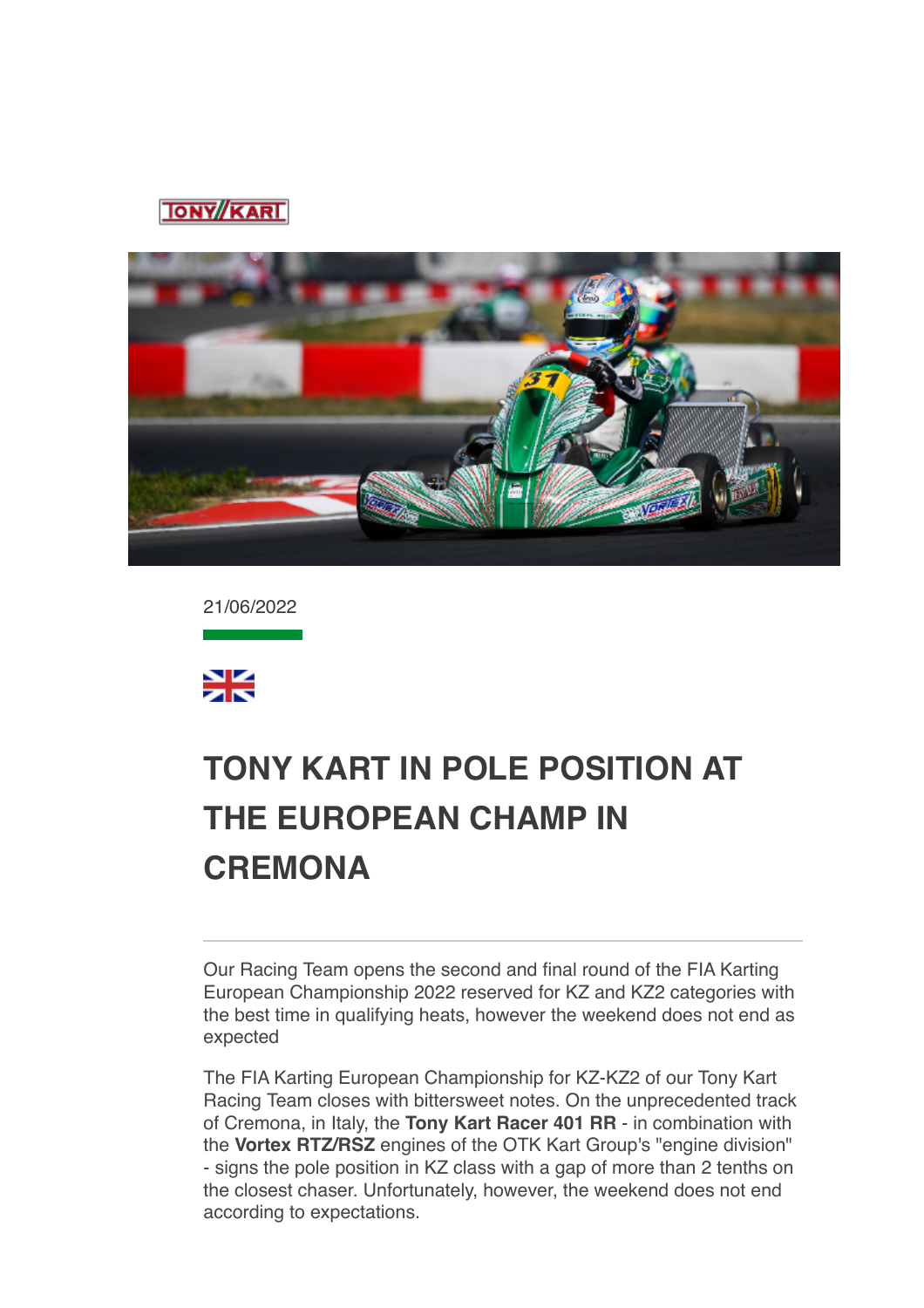21/06/2022

# TONY KART IN POLE POSITION AT THE EUROPEAN CHAMP IN CREMONA

Our Racing Team opens the second and final round of the FIA Karting European Championship 2022 reserved for KZ and KZ2 categories with the best time in qualifying heats, however the weekend does not end as expected

The FIA Karting European Championship for KZ-KZ2 of our Tony Kart Racing Team closes with bittersweet notes. On the unprecedented track of Cremona, in Italy, the **Tony Kart Racer 401 RR** - in combination with the **Vortex RTZ/RSZ** engines of the OTK Kart Group's "engine division" - signs the pole position in KZ class with a gap of more than 2 tenths on the closest chaser. Unfortunately, however, the weekend does not end according to expectations.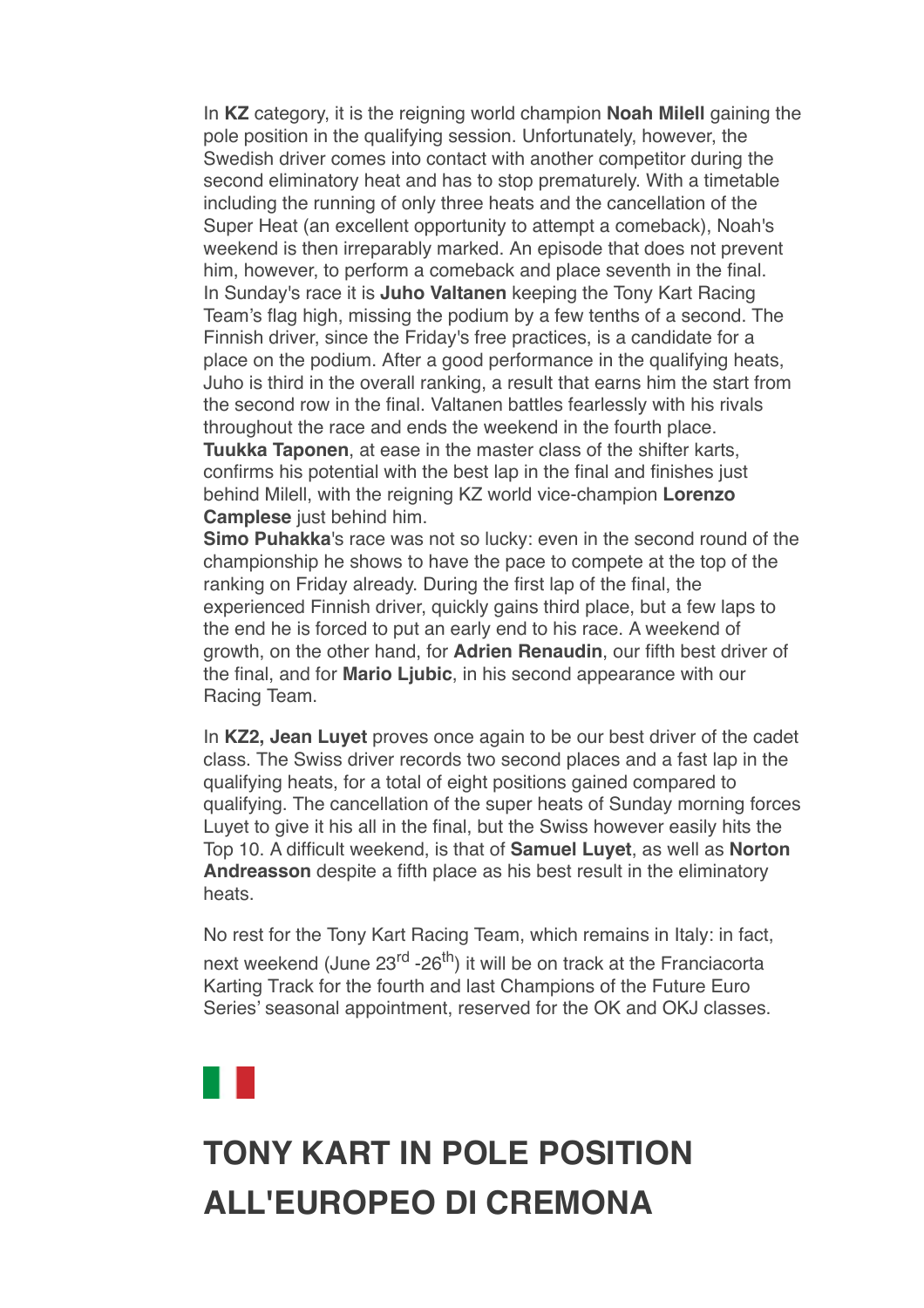In **KZ** category, it is the reigning world champion **Noah Milell** gaining the pole position in the qualifying session. Unfortunately, however, the Swedish driver comes into contact with another competitor during the second eliminatory heat and has to stop prematurely. With a timetable including the running of only three heats and the cancellation of the Super Heat (an excellent opportunity to attempt a comeback), Noah's weekend is then irreparably marked. An episode that does not prevent him, however, to perform a comeback and place seventh in the final. In Sunday's race it is **Juho Valtanen** keeping the Tony Kart Racing Team's flag high, missing the podium by a few tenths of a second. The Finnish driver, since the Friday's free practices, is a candidate for a place on the podium. After a good performance in the qualifying heats, Juho is third in the overall ranking, a result that earns him the start from the second row in the final. Valtanen battles fearlessly with his rivals throughout the race and ends the weekend in the fourth place. **Tuukka Taponen**, at ease in the master class of the shifter karts, confirms his potential with the best lap in the final and finishes just behind Milell, with the reigning KZ world vice-champion **Lorenzo Camplese** just behind him.

**Simo Puhakka**'s race was not so lucky: even in the second round of the championship he shows to have the pace to compete at the top of the ranking on Friday already. During the first lap of the final, the experienced Finnish driver, quickly gains third place, but a few laps to the end he is forced to put an early end to his race. A weekend of growth, on the other hand, for **Adrien Renaudin**, our fifth best driver of the final, and for **Mario Ljubic**, in his second appearance with our Racing Team.

In **KZ2, Jean Luyet** proves once again to be our best driver of the cadet class. The Swiss driver records two second places and a fast lap in the qualifying heats, for a total of eight positions gained compared to qualifying. The cancellation of the super heats of Sunday morning forces Luyet to give it his all in the final, but the Swiss however easily hits the Top 10. A difficult weekend, is that of **Samuel Luyet**, as well as **Norton Andreasson** despite a fifth place as his best result in the eliminatory heats.

No rest for the Tony Kart Racing Team, which remains in Italy: in fact, next weekend (June 23rd -26th) it will be on track at the Franciacorta Karting Track for the fourth and last Champions of the Future Euro Series' seasonal appointment, reserved for the OK and OKJ classes.

# TONY KART IN POLE POSITION ALL'EUROPEO DI CREMONA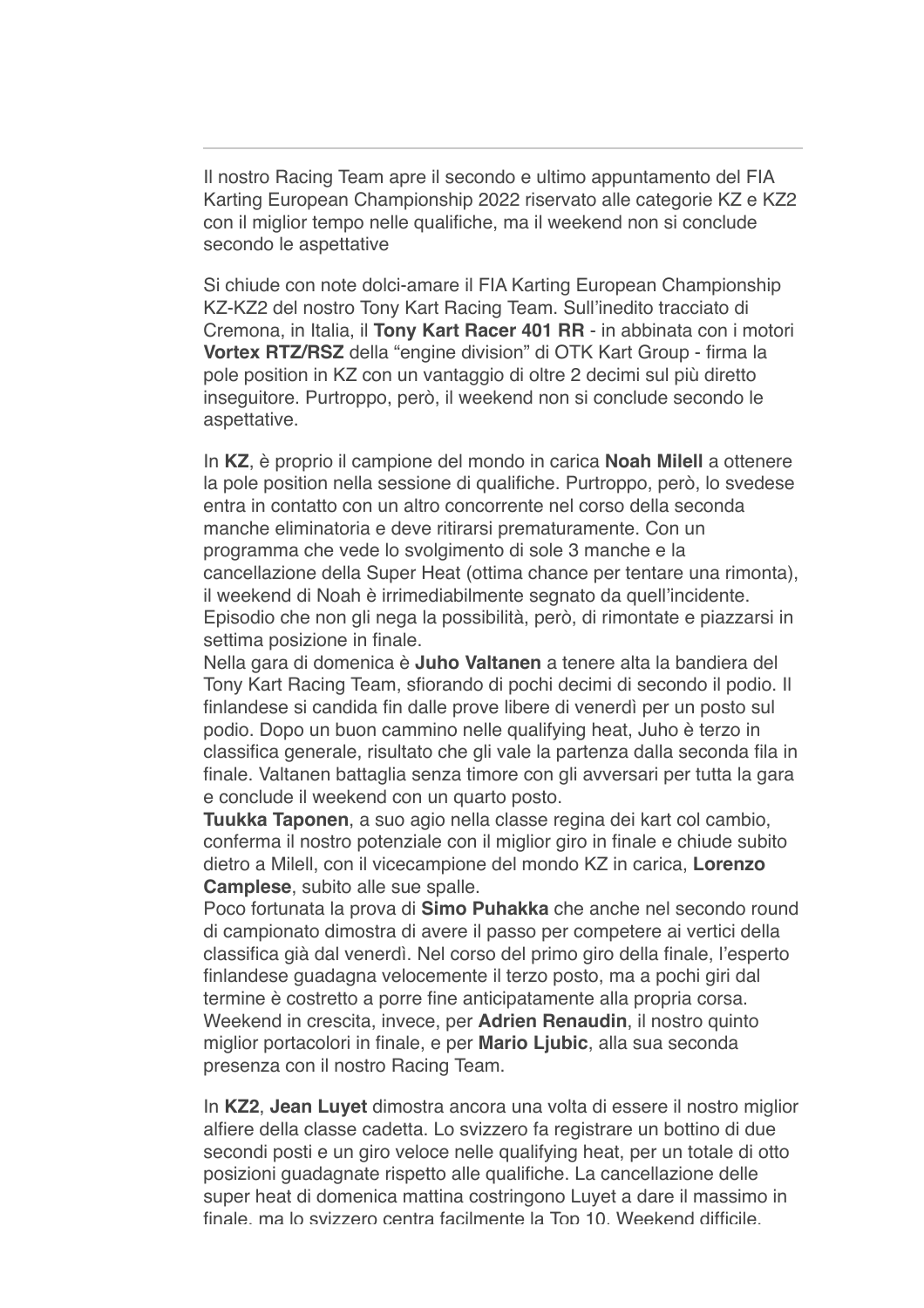Il nostro Racing Team apre il secondo e ultimo appuntamento del FIA Karting European Championship 2022 riservato alle categorie KZ e KZ2 con il miglior tempo nelle qualifiche, ma il weekend non si conclude secondo le aspettative

Si chiude con note dolci-amare il FIA Karting European Championship KZ-KZ2 del nostro Tony Kart Racing Team. Sull'inedito tracciato di Cremona, in Italia, il **Tony Kart Racer 401 RR** - in abbinata con i motori **Vortex RTZ/RSZ** della "engine division" di OTK Kart Group - firma la pole position in KZ con un vantaggio di oltre 2 decimi sul più diretto inseguitore. Purtroppo, però, il weekend non si conclude secondo le aspettative.

In **KZ**, è proprio il campione del mondo in carica **Noah Milell** a ottenere la pole position nella sessione di qualifiche. Purtroppo, però, lo svedese entra in contatto con un altro concorrente nel corso della seconda manche eliminatoria e deve ritirarsi prematuramente. Con un programma che vede lo svolgimento di sole 3 manche e la cancellazione della Super Heat (ottima chance per tentare una rimonta), il weekend di Noah è irrimediabilmente segnato da quell'incidente. Episodio che non gli nega la possibilità, però, di rimontate e piazzarsi in settima posizione in finale.
Nella gara di domenica è **Juho Valtanen** a tenere alta la bandiera del Tony Kart Racing Team, sfiorando di pochi decimi di secondo il podio. Il finlandese si candida fin dalle prove libere di venerdì per un posto sul podio. Dopo un buon cammino nelle qualifying heat, Juho è terzo in classifica generale, risultato che gli vale la partenza dalla seconda fila in finale. Valtanen battaglia senza timore con gli avversari per tutta la gara e conclude il weekend con un quarto posto.
**Tuukka Taponen**, a suo agio nella classe regina dei kart col cambio, conferma il nostro potenziale con il miglior giro in finale e chiude subito dietro a Milell, con il vicecampione del mondo KZ in carica, **Lorenzo Camplese**, subito alle sue spalle.
Poco fortunata la prova di **Simo Puhakka** che anche nel secondo round di campionato dimostra di avere il passo per competere ai vertici della classifica già dal venerdì. Nel corso del primo giro della finale, l'esperto finlandese guadagna velocemente il terzo posto, ma a pochi giri dal termine è costretto a porre fine anticipatamente alla propria corsa.
Weekend in crescita, invece, per **Adrien Renaudin**, il nostro quinto miglior portacolori in finale, e per **Mario Ljubic**, alla sua seconda presenza con il nostro Racing Team.

In **KZ2**, **Jean Luyet** dimostra ancora una volta di essere il nostro miglior alfiere della classe cadetta. Lo svizzero fa registrare un bottino di due secondi posti e un giro veloce nelle qualifying heat, per un totale di otto posizioni guadagnate rispetto alle qualifiche. La cancellazione delle super heat di domenica mattina costringono Luyet a dare il massimo in finale, ma lo svizzero centra facilmente la Top 10. Weekend difficile,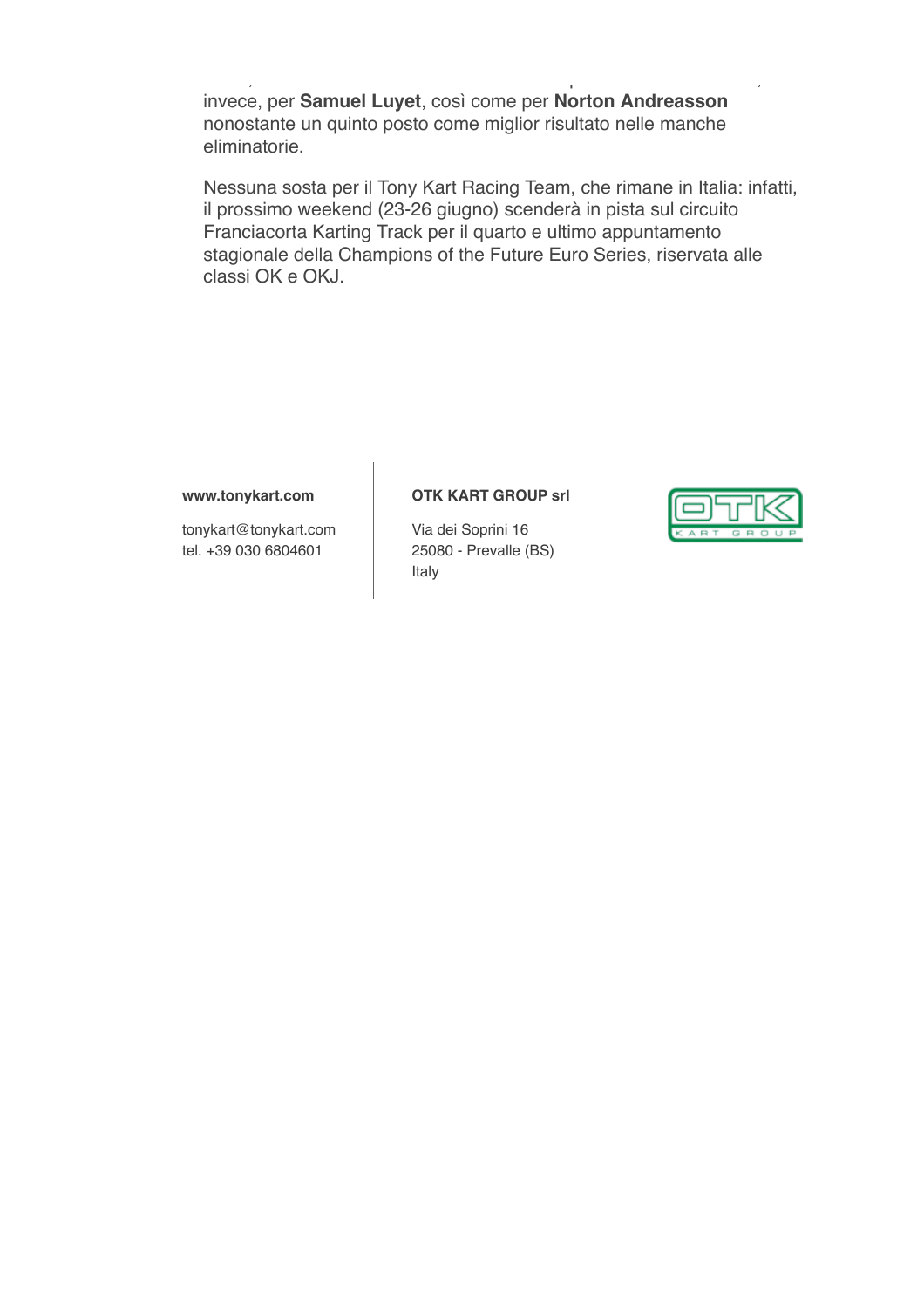invece, per **Samuel Luyet**, così come per **Norton Andreasson** nonostante un quinto posto come miglior risultato nelle manche eliminatorie.

Nessuna sosta per il Tony Kart Racing Team, che rimane in Italia: infatti, il prossimo weekend (23-26 giugno) scenderà in pista sul circuito Franciacorta Karting Track per il quarto e ultimo appuntamento stagionale della Champions of the Future Euro Series, riservata alle classi OK e OKJ.

**www.tonykart.com**

tonykart@tonykart.com
tel. +39 030 6804601

**OTK KART GROUP srl**

Via dei Soprini 16
25080 - Prevalle (BS)
Italy